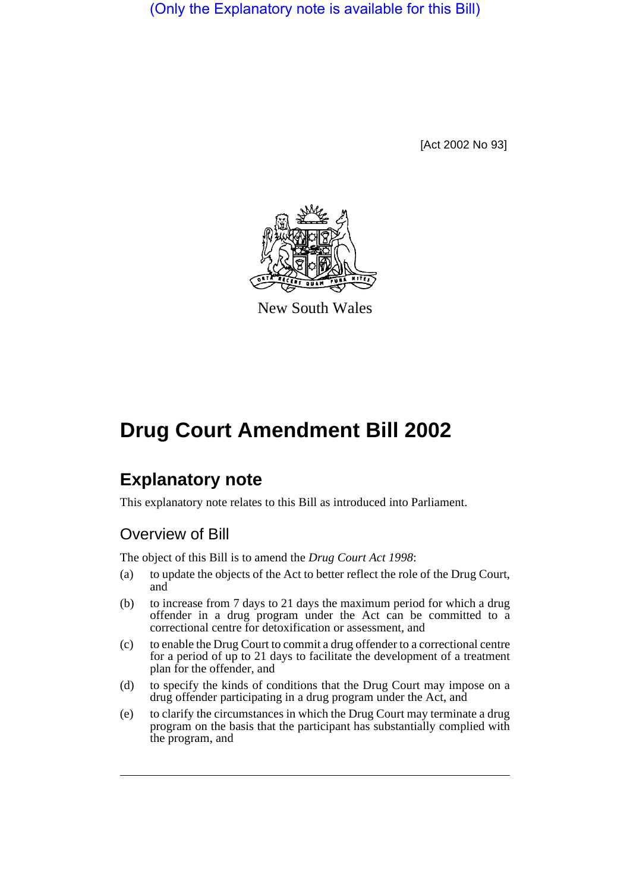(Only the Explanatory note is available for this Bill)

[Act 2002 No 93]

New South Wales

# Drug Court Amendment Bill 2002

## Explanatory note

This explanatory note relates to this Bill as introduced into Parliament.

### Overview of Bill

The object of this Bill is to amend the *Drug Court Act 1998*:

(a) to update the objects of the Act to better reflect the role of the Drug Court, and

(b) to increase from 7 days to 21 days the maximum period for which a drug offender in a drug program under the Act can be committed to a correctional centre for detoxification or assessment, and

(c) to enable the Drug Court to commit a drug offender to a correctional centre for a period of up to 21 days to facilitate the development of a treatment plan for the offender, and

(d) to specify the kinds of conditions that the Drug Court may impose on a drug offender participating in a drug program under the Act, and

(e) to clarify the circumstances in which the Drug Court may terminate a drug program on the basis that the participant has substantially complied with the program, and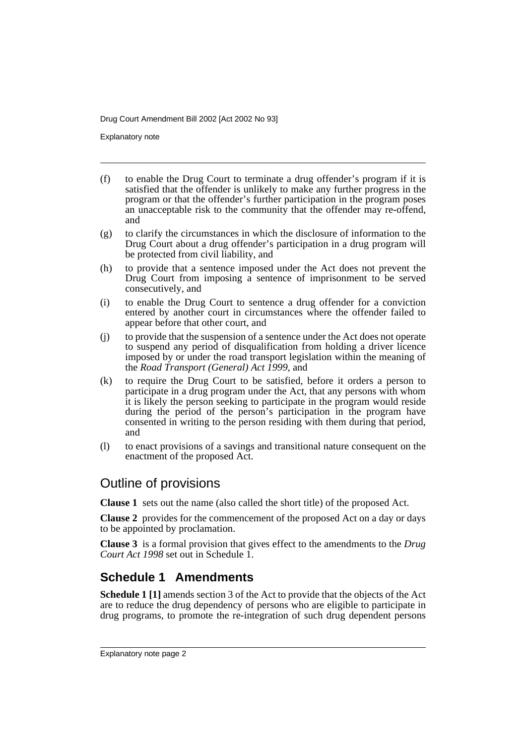(f) to enable the Drug Court to terminate a drug offender's program if it is satisfied that the offender is unlikely to make any further progress in the program or that the offender's further participation in the program poses an unacceptable risk to the community that the offender may re-offend, and

(g) to clarify the circumstances in which the disclosure of information to the Drug Court about a drug offender's participation in a drug program will be protected from civil liability, and

(h) to provide that a sentence imposed under the Act does not prevent the Drug Court from imposing a sentence of imprisonment to be served consecutively, and

(i) to enable the Drug Court to sentence a drug offender for a conviction entered by another court in circumstances where the offender failed to appear before that other court, and

(j) to provide that the suspension of a sentence under the Act does not operate to suspend any period of disqualification from holding a driver licence imposed by or under the road transport legislation within the meaning of the *Road Transport (General) Act 1999*, and

(k) to require the Drug Court to be satisfied, before it orders a person to participate in a drug program under the Act, that any persons with whom it is likely the person seeking to participate in the program would reside during the period of the person's participation in the program have consented in writing to the person residing with them during that period, and

(l) to enact provisions of a savings and transitional nature consequent on the enactment of the proposed Act.

## Outline of provisions

**Clause 1** sets out the name (also called the short title) of the proposed Act.

**Clause 2** provides for the commencement of the proposed Act on a day or days to be appointed by proclamation.

**Clause 3** is a formal provision that gives effect to the amendments to the *Drug Court Act 1998* set out in Schedule 1.

## Schedule 1 Amendments

**Schedule 1 [1]** amends section 3 of the Act to provide that the objects of the Act are to reduce the drug dependency of persons who are eligible to participate in drug programs, to promote the re-integration of such drug dependent persons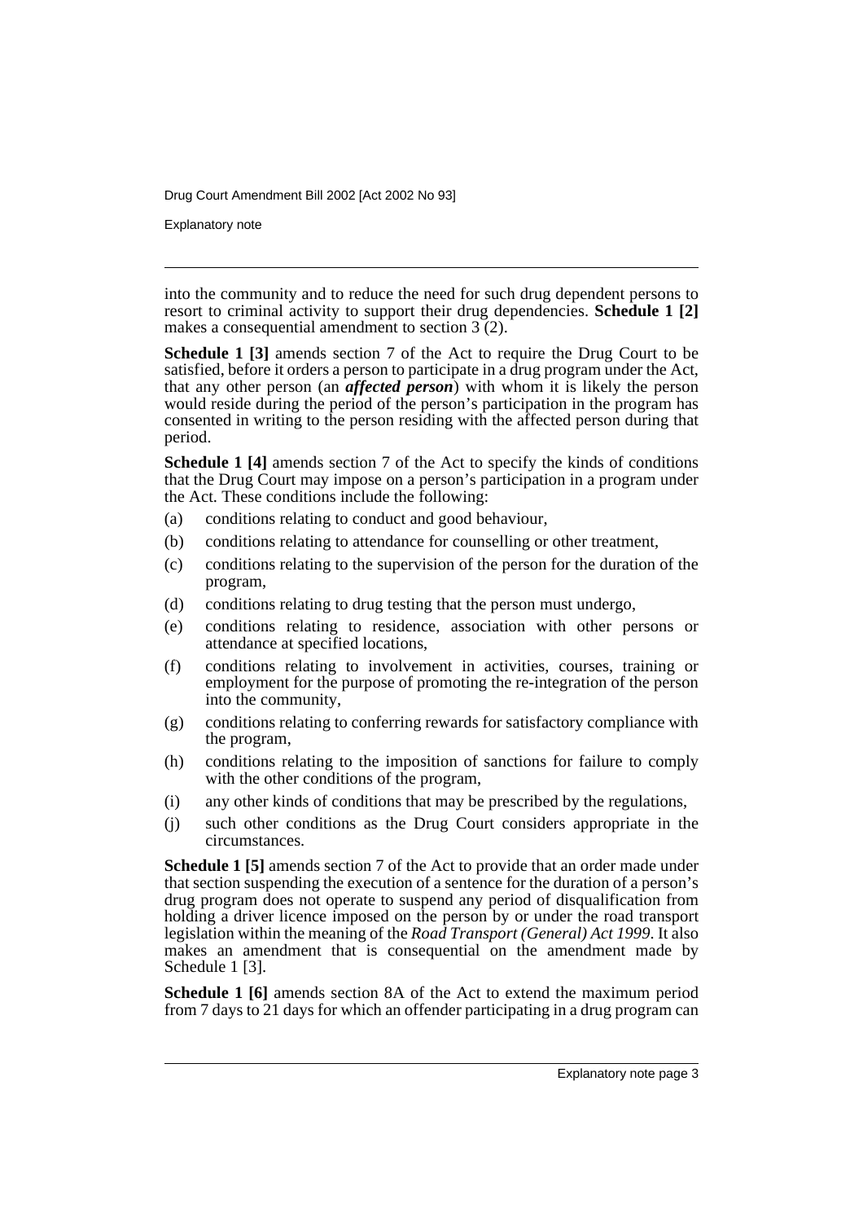into the community and to reduce the need for such drug dependent persons to resort to criminal activity to support their drug dependencies. **Schedule 1 [2]** makes a consequential amendment to section 3 (2).

**Schedule 1 [3]** amends section 7 of the Act to require the Drug Court to be satisfied, before it orders a person to participate in a drug program under the Act, that any other person (an ***affected person***) with whom it is likely the person would reside during the period of the person's participation in the program has consented in writing to the person residing with the affected person during that period.

**Schedule 1 [4]** amends section 7 of the Act to specify the kinds of conditions that the Drug Court may impose on a person's participation in a program under the Act. These conditions include the following:

(a) conditions relating to conduct and good behaviour,

(b) conditions relating to attendance for counselling or other treatment,

(c) conditions relating to the supervision of the person for the duration of the program,

(d) conditions relating to drug testing that the person must undergo,

(e) conditions relating to residence, association with other persons or attendance at specified locations,

(f) conditions relating to involvement in activities, courses, training or employment for the purpose of promoting the re-integration of the person into the community,

(g) conditions relating to conferring rewards for satisfactory compliance with the program,

(h) conditions relating to the imposition of sanctions for failure to comply with the other conditions of the program,

(i) any other kinds of conditions that may be prescribed by the regulations,

(j) such other conditions as the Drug Court considers appropriate in the circumstances.

**Schedule 1 [5]** amends section 7 of the Act to provide that an order made under that section suspending the execution of a sentence for the duration of a person's drug program does not operate to suspend any period of disqualification from holding a driver licence imposed on the person by or under the road transport legislation within the meaning of the *Road Transport (General) Act 1999*. It also makes an amendment that is consequential on the amendment made by Schedule 1 [3].

**Schedule 1 [6]** amends section 8A of the Act to extend the maximum period from 7 days to 21 days for which an offender participating in a drug program can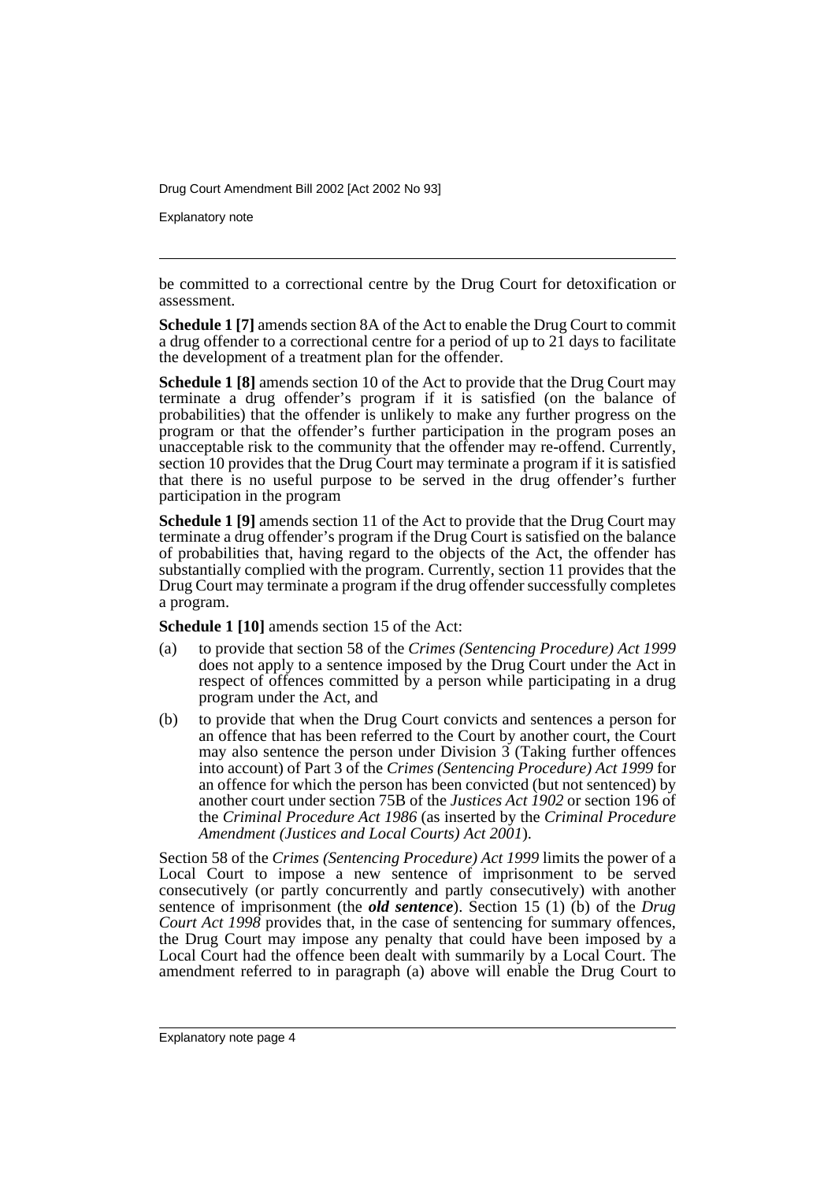be committed to a correctional centre by the Drug Court for detoxification or assessment.

**Schedule 1 [7]** amends section 8A of the Act to enable the Drug Court to commit a drug offender to a correctional centre for a period of up to 21 days to facilitate the development of a treatment plan for the offender.

**Schedule 1 [8]** amends section 10 of the Act to provide that the Drug Court may terminate a drug offender's program if it is satisfied (on the balance of probabilities) that the offender is unlikely to make any further progress on the program or that the offender's further participation in the program poses an unacceptable risk to the community that the offender may re-offend. Currently, section 10 provides that the Drug Court may terminate a program if it is satisfied that there is no useful purpose to be served in the drug offender's further participation in the program

**Schedule 1 [9]** amends section 11 of the Act to provide that the Drug Court may terminate a drug offender's program if the Drug Court is satisfied on the balance of probabilities that, having regard to the objects of the Act, the offender has substantially complied with the program. Currently, section 11 provides that the Drug Court may terminate a program if the drug offender successfully completes a program.

**Schedule 1 [10]** amends section 15 of the Act:

(a) to provide that section 58 of the *Crimes (Sentencing Procedure) Act 1999* does not apply to a sentence imposed by the Drug Court under the Act in respect of offences committed by a person while participating in a drug program under the Act, and

(b) to provide that when the Drug Court convicts and sentences a person for an offence that has been referred to the Court by another court, the Court may also sentence the person under Division 3 (Taking further offences into account) of Part 3 of the *Crimes (Sentencing Procedure) Act 1999* for an offence for which the person has been convicted (but not sentenced) by another court under section 75B of the *Justices Act 1902* or section 196 of the *Criminal Procedure Act 1986* (as inserted by the *Criminal Procedure Amendment (Justices and Local Courts) Act 2001*).

Section 58 of the *Crimes (Sentencing Procedure) Act 1999* limits the power of a Local Court to impose a new sentence of imprisonment to be served consecutively (or partly concurrently and partly consecutively) with another sentence of imprisonment (the ***old sentence***). Section 15 (1) (b) of the *Drug Court Act 1998* provides that, in the case of sentencing for summary offences, the Drug Court may impose any penalty that could have been imposed by a Local Court had the offence been dealt with summarily by a Local Court. The amendment referred to in paragraph (a) above will enable the Drug Court to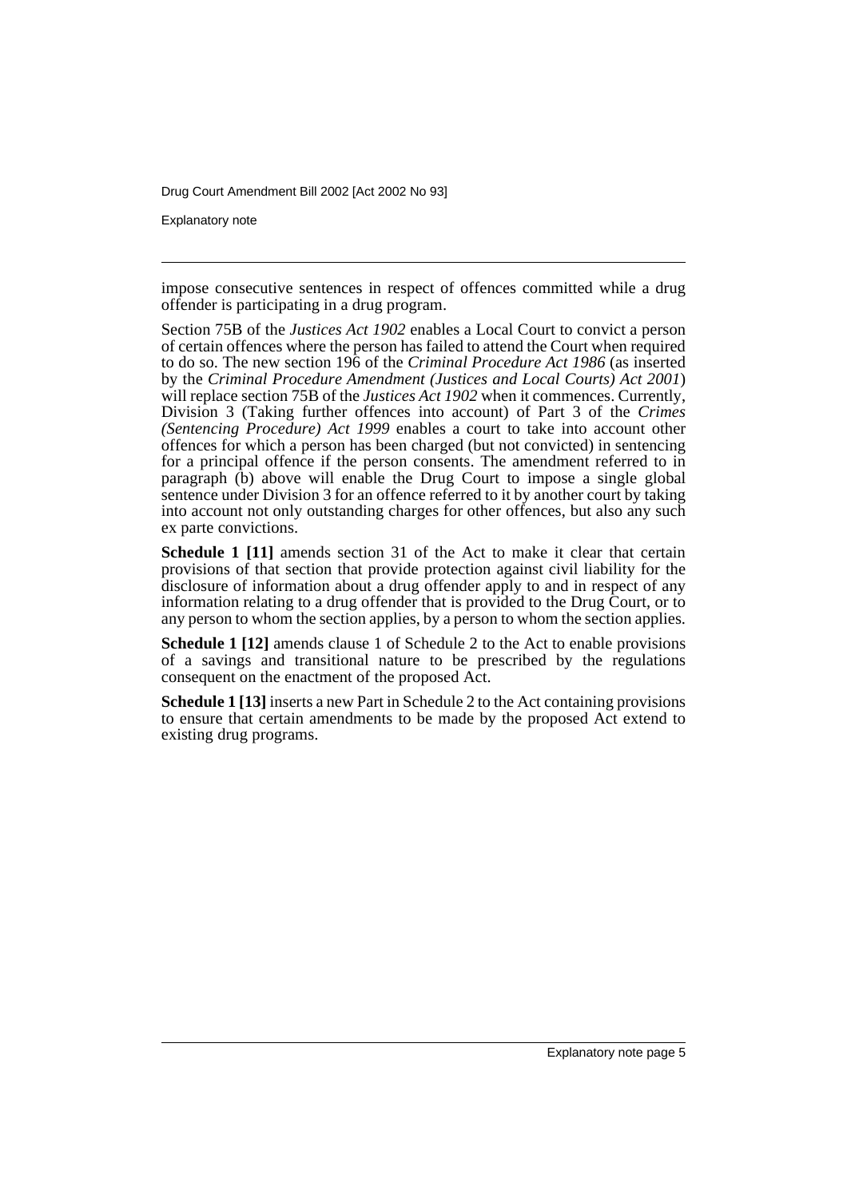impose consecutive sentences in respect of offences committed while a drug offender is participating in a drug program.

Section 75B of the *Justices Act 1902* enables a Local Court to convict a person of certain offences where the person has failed to attend the Court when required to do so. The new section 196 of the *Criminal Procedure Act 1986* (as inserted by the *Criminal Procedure Amendment (Justices and Local Courts) Act 2001*) will replace section 75B of the *Justices Act 1902* when it commences. Currently, Division 3 (Taking further offences into account) of Part 3 of the *Crimes (Sentencing Procedure) Act 1999* enables a court to take into account other offences for which a person has been charged (but not convicted) in sentencing for a principal offence if the person consents. The amendment referred to in paragraph (b) above will enable the Drug Court to impose a single global sentence under Division 3 for an offence referred to it by another court by taking into account not only outstanding charges for other offences, but also any such ex parte convictions.

**Schedule 1 [11]** amends section 31 of the Act to make it clear that certain provisions of that section that provide protection against civil liability for the disclosure of information about a drug offender apply to and in respect of any information relating to a drug offender that is provided to the Drug Court, or to any person to whom the section applies, by a person to whom the section applies.

**Schedule 1 [12]** amends clause 1 of Schedule 2 to the Act to enable provisions of a savings and transitional nature to be prescribed by the regulations consequent on the enactment of the proposed Act.

**Schedule 1 [13]** inserts a new Part in Schedule 2 to the Act containing provisions to ensure that certain amendments to be made by the proposed Act extend to existing drug programs.